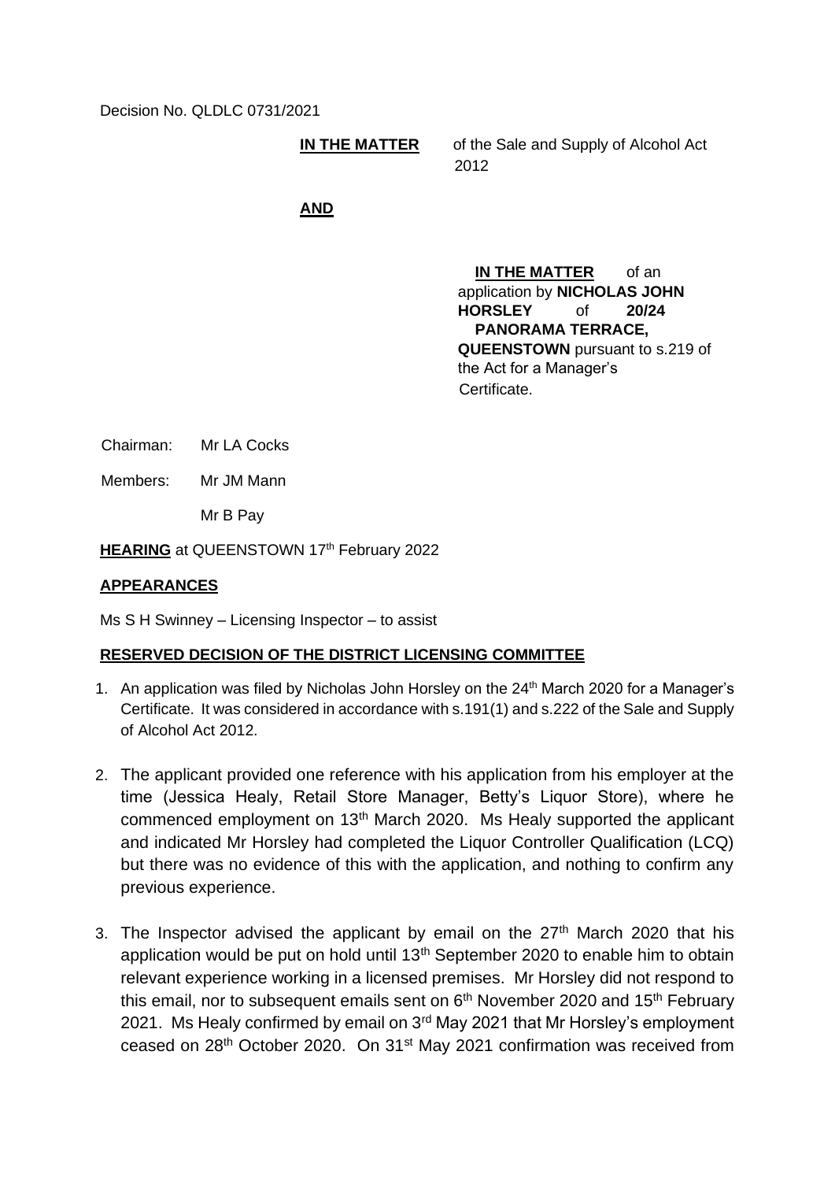Decision No. QLDLC 0731/2021

**IN THE MATTER** of the Sale and Supply of Alcohol Act 2012

**AND**

**IN THE MATTER** of an application by **NICHOLAS JOHN HORSLEY** of **20/24 PANORAMA TERRACE, QUEENSTOWN** pursuant to s.219 of the Act for a Manager's Certificate.

Chairman: Mr LA Cocks

Members: Mr JM Mann

Mr B Pay

**HEARING** at QUEENSTOWN 17th February 2022

**APPEARANCES**

Ms S H Swinney – Licensing Inspector – to assist

**RESERVED DECISION OF THE DISTRICT LICENSING COMMITTEE**

1. An application was filed by Nicholas John Horsley on the 24th March 2020 for a Manager's Certificate. It was considered in accordance with s.191(1) and s.222 of the Sale and Supply of Alcohol Act 2012.

2. The applicant provided one reference with his application from his employer at the time (Jessica Healy, Retail Store Manager, Betty's Liquor Store), where he commenced employment on 13th March 2020. Ms Healy supported the applicant and indicated Mr Horsley had completed the Liquor Controller Qualification (LCQ) but there was no evidence of this with the application, and nothing to confirm any previous experience.

3. The Inspector advised the applicant by email on the 27th March 2020 that his application would be put on hold until 13th September 2020 to enable him to obtain relevant experience working in a licensed premises. Mr Horsley did not respond to this email, nor to subsequent emails sent on 6th November 2020 and 15th February 2021. Ms Healy confirmed by email on 3rd May 2021 that Mr Horsley's employment ceased on 28th October 2020. On 31st May 2021 confirmation was received from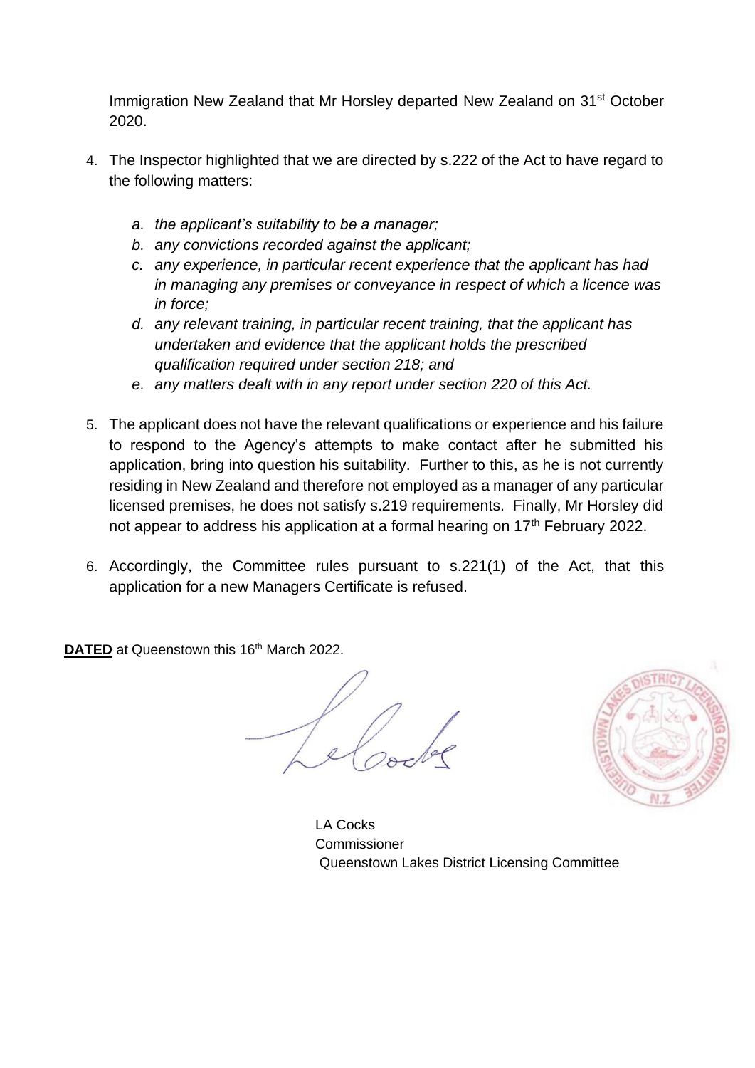Immigration New Zealand that Mr Horsley departed New Zealand on 31st October 2020.

4. The Inspector highlighted that we are directed by s.222 of the Act to have regard to the following matters:

   *a. the applicant's suitability to be a manager;*
   *b. any convictions recorded against the applicant;*
   *c. any experience, in particular recent experience that the applicant has had in managing any premises or conveyance in respect of which a licence was in force;*
   *d. any relevant training, in particular recent training, that the applicant has undertaken and evidence that the applicant holds the prescribed qualification required under section 218; and*
   *e. any matters dealt with in any report under section 220 of this Act.*

5. The applicant does not have the relevant qualifications or experience and his failure to respond to the Agency's attempts to make contact after he submitted his application, bring into question his suitability. Further to this, as he is not currently residing in New Zealand and therefore not employed as a manager of any particular licensed premises, he does not satisfy s.219 requirements. Finally, Mr Horsley did not appear to address his application at a formal hearing on 17th February 2022.

6. Accordingly, the Committee rules pursuant to s.221(1) of the Act, that this application for a new Managers Certificate is refused.

**DATED** at Queenstown this 16th March 2022.

LA Cocks
Commissioner
Queenstown Lakes District Licensing Committee